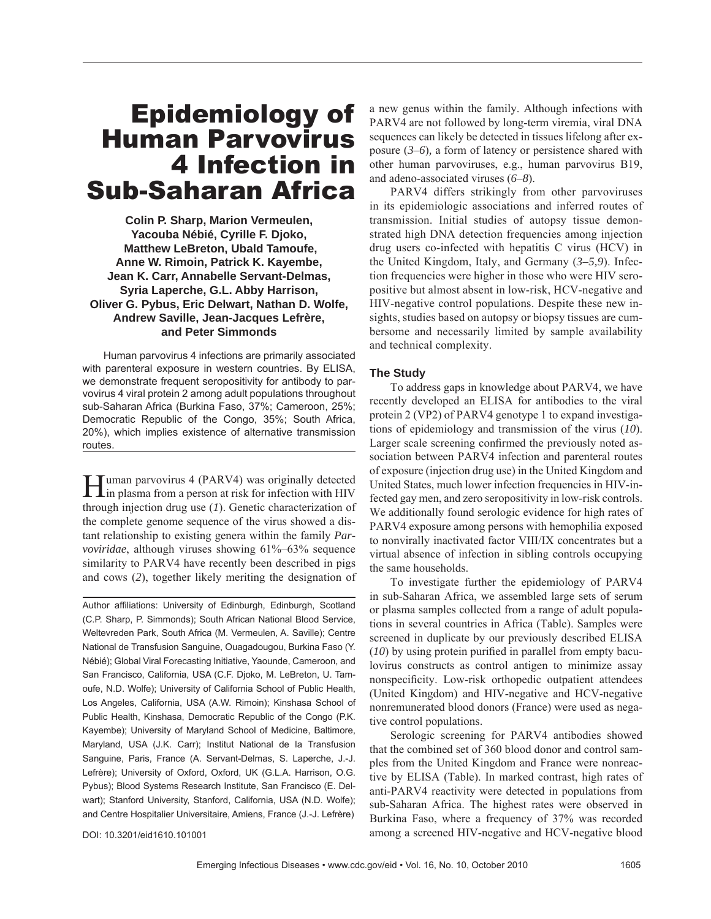# Epidemiology of Human Parvovirus 4 Infection in Sub-Saharan Africa

**Colin P. Sharp, Marion Vermeulen, Yacouba Nébié, Cyrille F. Djoko, Matthew LeBreton, Ubald Tamoufe, Anne W. Rimoin, Patrick K. Kayembe, Jean K. Carr, Annabelle Servant-Delmas, Syria Laperche, G.L. Abby Harrison, Oliver G. Pybus, Eric Delwart, Nathan D. Wolfe, Andrew Saville, Jean-Jacques Lefrère, and Peter Simmonds**

Human parvovirus 4 infections are primarily associated with parenteral exposure in western countries. By ELISA, we demonstrate frequent seropositivity for antibody to parvovirus 4 viral protein 2 among adult populations throughout sub-Saharan Africa (Burkina Faso, 37%; Cameroon, 25%; Democratic Republic of the Congo, 35%; South Africa, 20%), which implies existence of alternative transmission routes.

Human parvovirus 4 (PARV4) was originally detected in plasma from a person at risk for infection with HIV through injection drug use (*1*). Genetic characterization of the complete genome sequence of the virus showed a distant relationship to existing genera within the family *Parvoviridae*, although viruses showing 61%–63% sequence similarity to PARV4 have recently been described in pigs and cows (*2*), together likely meriting the designation of a new genus within the family. Although infections with PARV4 are not followed by long-term viremia, viral DNA sequences can likely be detected in tissues lifelong after exposure (*3–6*), a form of latency or persistence shared with other human parvoviruses, e.g., human parvovirus B19, and adeno-associated viruses (*6–8*).

PARV4 differs strikingly from other parvoviruses in its epidemiologic associations and inferred routes of transmission. Initial studies of autopsy tissue demonstrated high DNA detection frequencies among injection drug users co-infected with hepatitis C virus (HCV) in the United Kingdom, Italy, and Germany (*3–5,9*). Infection frequencies were higher in those who were HIV seropositive but almost absent in low-risk, HCV-negative and HIV-negative control populations. Despite these new insights, studies based on autopsy or biopsy tissues are cumbersome and necessarily limited by sample availability and technical complexity.

Author affiliations: University of Edinburgh, Edinburgh, Scotland (C.P. Sharp, P. Simmonds); South African National Blood Service, Weltevreden Park, South Africa (M. Vermeulen, A. Saville); Centre National de Transfusion Sanguine, Ouagadougou, Burkina Faso (Y. Nébié); Global Viral Forecasting Initiative, Yaounde, Cameroon, and San Francisco, California, USA (C.F. Djoko, M. LeBreton, U. Tamoufe, N.D. Wolfe); University of California School of Public Health, Los Angeles, California, USA (A.W. Rimoin); Kinshasa School of Public Health, Kinshasa, Democratic Republic of the Congo (P.K. Kayembe); University of Maryland School of Medicine, Baltimore, Maryland, USA (J.K. Carr); Institut National de la Transfusion Sanguine, Paris, France (A. Servant-Delmas, S. Laperche, J.-J. Lefrère); University of Oxford, Oxford, UK (G.L.A. Harrison, O.G. Pybus); Blood Systems Research Institute, San Francisco (E. Delwart); Stanford University, Stanford, California, USA (N.D. Wolfe); and Centre Hospitalier Universitaire, Amiens, France (J.-J. Lefrère)

DOI: 10.3201/eid1610.101001

## The Study

To address gaps in knowledge about PARV4, we have recently developed an ELISA for antibodies to the viral protein 2 (VP2) of PARV4 genotype 1 to expand investigations of epidemiology and transmission of the virus (*10*). Larger scale screening confirmed the previously noted association between PARV4 infection and parenteral routes of exposure (injection drug use) in the United Kingdom and United States, much lower infection frequencies in HIV-infected gay men, and zero seropositivity in low-risk controls. We additionally found serologic evidence for high rates of PARV4 exposure among persons with hemophilia exposed to nonvirally inactivated factor VIII/IX concentrates but a virtual absence of infection in sibling controls occupying the same households.

To investigate further the epidemiology of PARV4 in sub-Saharan Africa, we assembled large sets of serum or plasma samples collected from a range of adult populations in several countries in Africa (Table). Samples were screened in duplicate by our previously described ELISA (*10*) by using protein purified in parallel from empty baculovirus constructs as control antigen to minimize assay nonspecificity. Low-risk orthopedic outpatient attendees (United Kingdom) and HIV-negative and HCV-negative nonremunerated blood donors (France) were used as negative control populations.

Serologic screening for PARV4 antibodies showed that the combined set of 360 blood donor and control samples from the United Kingdom and France were nonreactive by ELISA (Table). In marked contrast, high rates of anti-PARV4 reactivity were detected in populations from sub-Saharan Africa. The highest rates were observed in Burkina Faso, where a frequency of 37% was recorded among a screened HIV-negative and HCV-negative blood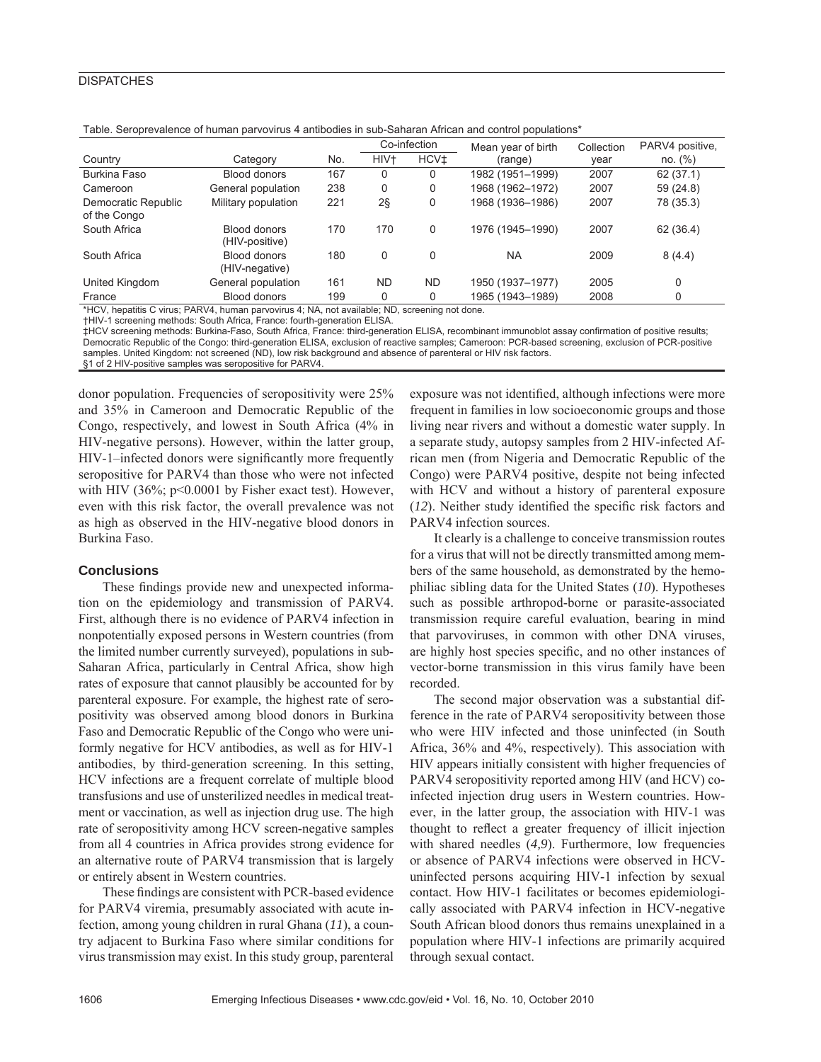Table. Seroprevalence of human parvovirus 4 antibodies in sub-Saharan African and control populations*

| Country | Category | No. | Co-infection | | Mean year of birth (range) | Collection year | PARV4 positive, no. (%) |
|---|---|---|---|---|---|---|---|
| | | | HIV† | HCV‡ | | | |
| Burkina Faso | Blood donors | 167 | 0 | 0 | 1982 (1951–1999) | 2007 | 62 (37.1) |
| Cameroon | General population | 238 | 0 | 0 | 1968 (1962–1972) | 2007 | 59 (24.8) |
| Democratic Republic of the Congo | Military population | 221 | 2§ | 0 | 1968 (1936–1986) | 2007 | 78 (35.3) |
| South Africa | Blood donors (HIV-positive) | 170 | 170 | 0 | 1976 (1945–1990) | 2007 | 62 (36.4) |
| South Africa | Blood donors (HIV-negative) | 180 | 0 | 0 | NA | 2009 | 8 (4.4) |
| United Kingdom | General population | 161 | ND | ND | 1950 (1937–1977) | 2005 | 0 |
| France | Blood donors | 199 | 0 | 0 | 1965 (1943–1989) | 2008 | 0 |

*HCV, hepatitis C virus; PARV4, human parvovirus 4; NA, not available; ND, screening not done.
†HIV-1 screening methods: South Africa, France: fourth-generation ELISA.
‡HCV screening methods: Burkina-Faso, South Africa, France: third-generation ELISA, recombinant immunoblot assay confirmation of positive results; Democratic Republic of the Congo: third-generation ELISA, exclusion of reactive samples; Cameroon: PCR-based screening, exclusion of PCR-positive samples. United Kingdom: not screened (ND), low risk background and absence of parenteral or HIV risk factors.
§1 of 2 HIV-positive samples was seropositive for PARV4.

donor population. Frequencies of seropositivity were 25% and 35% in Cameroon and Democratic Republic of the Congo, respectively, and lowest in South Africa (4% in HIV-negative persons). However, within the latter group, HIV-1–infected donors were significantly more frequently seropositive for PARV4 than those who were not infected with HIV (36%; $p<0.0001$ by Fisher exact test). However, even with this risk factor, the overall prevalence was not as high as observed in the HIV-negative blood donors in Burkina Faso.

## Conclusions

These findings provide new and unexpected information on the epidemiology and transmission of PARV4. First, although there is no evidence of PARV4 infection in nonpotentially exposed persons in Western countries (from the limited number currently surveyed), populations in sub-Saharan Africa, particularly in Central Africa, show high rates of exposure that cannot plausibly be accounted for by parenteral exposure. For example, the highest rate of seropositivity was observed among blood donors in Burkina Faso and Democratic Republic of the Congo who were uniformly negative for HCV antibodies, as well as for HIV-1 antibodies, by third-generation screening. In this setting, HCV infections are a frequent correlate of multiple blood transfusions and use of unsterilized needles in medical treatment or vaccination, as well as injection drug use. The high rate of seropositivity among HCV screen-negative samples from all 4 countries in Africa provides strong evidence for an alternative route of PARV4 transmission that is largely or entirely absent in Western countries.

These findings are consistent with PCR-based evidence for PARV4 viremia, presumably associated with acute infection, among young children in rural Ghana (*11*), a country adjacent to Burkina Faso where similar conditions for virus transmission may exist. In this study group, parenteral exposure was not identified, although infections were more frequent in families in low socioeconomic groups and those living near rivers and without a domestic water supply. In a separate study, autopsy samples from 2 HIV-infected African men (from Nigeria and Democratic Republic of the Congo) were PARV4 positive, despite not being infected with HCV and without a history of parenteral exposure (*12*). Neither study identified the specific risk factors and PARV4 infection sources.

It clearly is a challenge to conceive transmission routes for a virus that will not be directly transmitted among members of the same household, as demonstrated by the hemophiliac sibling data for the United States (*10*). Hypotheses such as possible arthropod-borne or parasite-associated transmission require careful evaluation, bearing in mind that parvoviruses, in common with other DNA viruses, are highly host species specific, and no other instances of vector-borne transmission in this virus family have been recorded.

The second major observation was a substantial difference in the rate of PARV4 seropositivity between those who were HIV infected and those uninfected (in South Africa, 36% and 4%, respectively). This association with HIV appears initially consistent with higher frequencies of PARV4 seropositivity reported among HIV (and HCV) co-infected injection drug users in Western countries. However, in the latter group, the association with HIV-1 was thought to reflect a greater frequency of illicit injection with shared needles (*4,9*). Furthermore, low frequencies or absence of PARV4 infections were observed in HCV-uninfected persons acquiring HIV-1 infection by sexual contact. How HIV-1 facilitates or becomes epidemiologically associated with PARV4 infection in HCV-negative South African blood donors thus remains unexplained in a population where HIV-1 infections are primarily acquired through sexual contact.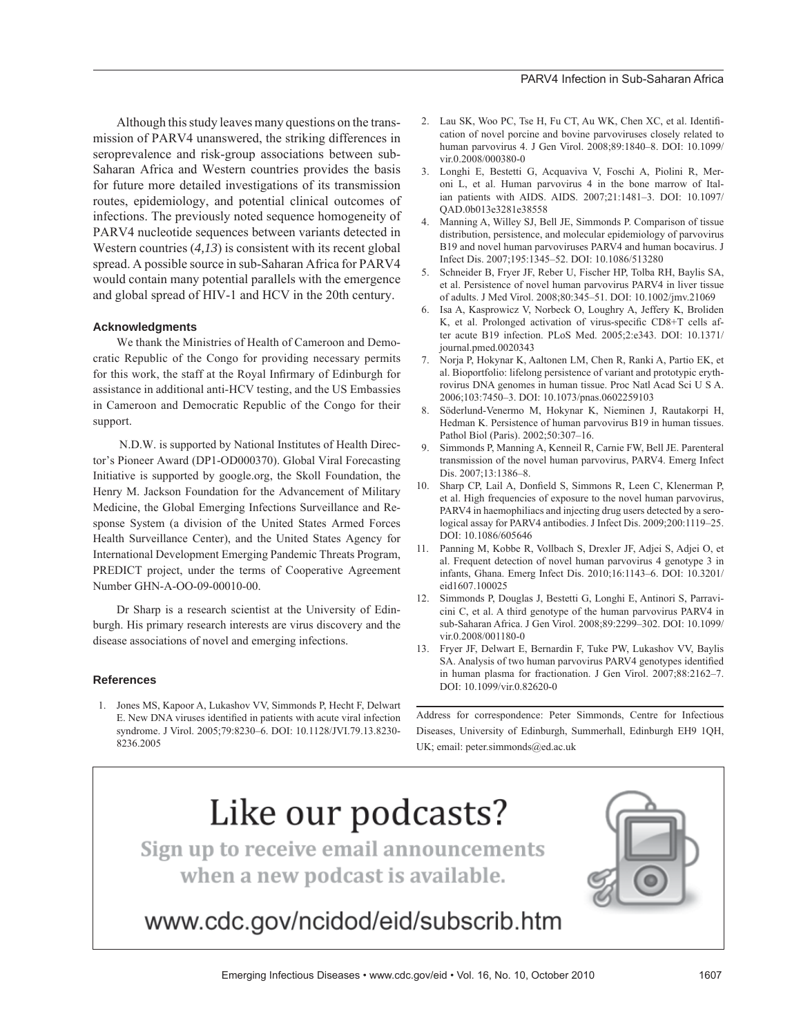Although this study leaves many questions on the transmission of PARV4 unanswered, the striking differences in seroprevalence and risk-group associations between sub-Saharan Africa and Western countries provides the basis for future more detailed investigations of its transmission routes, epidemiology, and potential clinical outcomes of infections. The previously noted sequence homogeneity of PARV4 nucleotide sequences between variants detected in Western countries (*4,13*) is consistent with its recent global spread. A possible source in sub-Saharan Africa for PARV4 would contain many potential parallels with the emergence and global spread of HIV-1 and HCV in the 20th century.

### Acknowledgments

We thank the Ministries of Health of Cameroon and Democratic Republic of the Congo for providing necessary permits for this work, the staff at the Royal Infirmary of Edinburgh for assistance in additional anti-HCV testing, and the US Embassies in Cameroon and Democratic Republic of the Congo for their support.

N.D.W. is supported by National Institutes of Health Director's Pioneer Award (DP1-OD000370). Global Viral Forecasting Initiative is supported by google.org, the Skoll Foundation, the Henry M. Jackson Foundation for the Advancement of Military Medicine, the Global Emerging Infections Surveillance and Response System (a division of the United States Armed Forces Health Surveillance Center), and the United States Agency for International Development Emerging Pandemic Threats Program, PREDICT project, under the terms of Cooperative Agreement Number GHN-A-OO-09-00010-00.

Dr Sharp is a research scientist at the University of Edinburgh. His primary research interests are virus discovery and the disease associations of novel and emerging infections.

### References

1. Jones MS, Kapoor A, Lukashov VV, Simmonds P, Hecht F, Delwart E. New DNA viruses identified in patients with acute viral infection syndrome. J Virol. 2005;79:8230–6. DOI: 10.1128/JVI.79.13.8230-8236.2005
2. Lau SK, Woo PC, Tse H, Fu CT, Au WK, Chen XC, et al. Identification of novel porcine and bovine parvoviruses closely related to human parvovirus 4. J Gen Virol. 2008;89:1840–8. DOI: 10.1099/vir.0.2008/000380-0
3. Longhi E, Bestetti G, Acquaviva V, Foschi A, Piolini R, Meroni L, et al. Human parvovirus 4 in the bone marrow of Italian patients with AIDS. AIDS. 2007;21:1481–3. DOI: 10.1097/QAD.0b013e3281e38558
4. Manning A, Willey SJ, Bell JE, Simmonds P. Comparison of tissue distribution, persistence, and molecular epidemiology of parvovirus B19 and novel human parvoviruses PARV4 and human bocavirus. J Infect Dis. 2007;195:1345–52. DOI: 10.1086/513280
5. Schneider B, Fryer JF, Reber U, Fischer HP, Tolba RH, Baylis SA, et al. Persistence of novel human parvovirus PARV4 in liver tissue of adults. J Med Virol. 2008;80:345–51. DOI: 10.1002/jmv.21069
6. Isa A, Kasprowicz V, Norbeck O, Loughry A, Jeffery K, Broliden K, et al. Prolonged activation of virus-specific CD8+T cells after acute B19 infection. PLoS Med. 2005;2:e343. DOI: 10.1371/journal.pmed.0020343
7. Norja P, Hokynar K, Aaltonen LM, Chen R, Ranki A, Partio EK, et al. Bioportfolio: lifelong persistence of variant and prototypic erythrovirus DNA genomes in human tissue. Proc Natl Acad Sci U S A. 2006;103:7450–3. DOI: 10.1073/pnas.0602259103
8. Söderlund-Venermo M, Hokynar K, Nieminen J, Rautakorpi H, Hedman K. Persistence of human parvovirus B19 in human tissues. Pathol Biol (Paris). 2002;50:307–16.
9. Simmonds P, Manning A, Kenneil R, Carnie FW, Bell JE. Parenteral transmission of the novel human parvovirus, PARV4. Emerg Infect Dis. 2007;13:1386–8.
10. Sharp CP, Lail A, Donfield S, Simmons R, Leen C, Klenerman P, et al. High frequencies of exposure to the novel human parvovirus, PARV4 in haemophiliacs and injecting drug users detected by a serological assay for PARV4 antibodies. J Infect Dis. 2009;200:1119–25. DOI: 10.1086/605646
11. Panning M, Kobbe R, Vollbach S, Drexler JF, Adjei S, Adjei O, et al. Frequent detection of novel human parvovirus 4 genotype 3 in infants, Ghana. Emerg Infect Dis. 2010;16:1143–6. DOI: 10.3201/eid1607.100025
12. Simmonds P, Douglas J, Bestetti G, Longhi E, Antinori S, Parravicini C, et al. A third genotype of the human parvovirus PARV4 in sub-Saharan Africa. J Gen Virol. 2008;89:2299–302. DOI: 10.1099/vir.0.2008/001180-0
13. Fryer JF, Delwart E, Bernardin F, Tuke PW, Lukashov VV, Baylis SA. Analysis of two human parvovirus PARV4 genotypes identified in human plasma for fractionation. J Gen Virol. 2007;88:2162–7. DOI: 10.1099/vir.0.82620-0

Address for correspondence: Peter Simmonds, Centre for Infectious Diseases, University of Edinburgh, Summerhall, Edinburgh EH9 1QH, UK; email: peter.simmonds@ed.ac.uk

Like our podcasts?

Sign up to receive email announcements when a new podcast is available.

www.cdc.gov/ncidod/eid/subscrib.htm